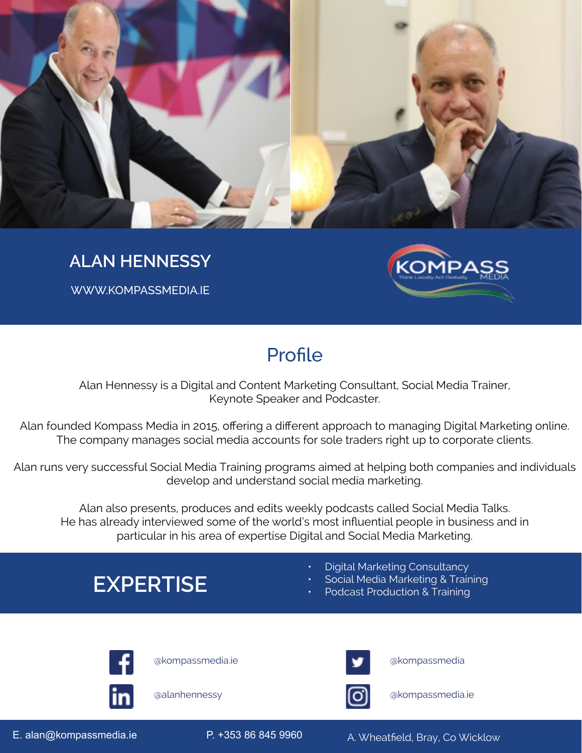# ALAN HENNESSY

WWW.KOMPASSMEDIA.IE

KOMPASS MEDIA
Think Locally Act Globally

## Profile

Alan Hennessy is a Digital and Content Marketing Consultant, Social Media Trainer, Keynote Speaker and Podcaster.

Alan founded Kompass Media in 2015, offering a different approach to managing Digital Marketing online. The company manages social media accounts for sole traders right up to corporate clients.

Alan runs very successful Social Media Training programs aimed at helping both companies and individuals develop and understand social media marketing.

Alan also presents, produces and edits weekly podcasts called Social Media Talks. He has already interviewed some of the world's most influential people in business and in particular in his area of expertise Digital and Social Media Marketing.

## EXPERTISE

- Digital Marketing Consultancy
- Social Media Marketing & Training
- Podcast Production & Training

Facebook: @kompassmedia.ie

Twitter: @kompassmedia

LinkedIn: @alanhennessy

Instagram: @kompassmedia.ie

E. alan@kompassmedia.ie

P. +353 86 845 9960

A. Wheatfield, Bray, Co Wicklow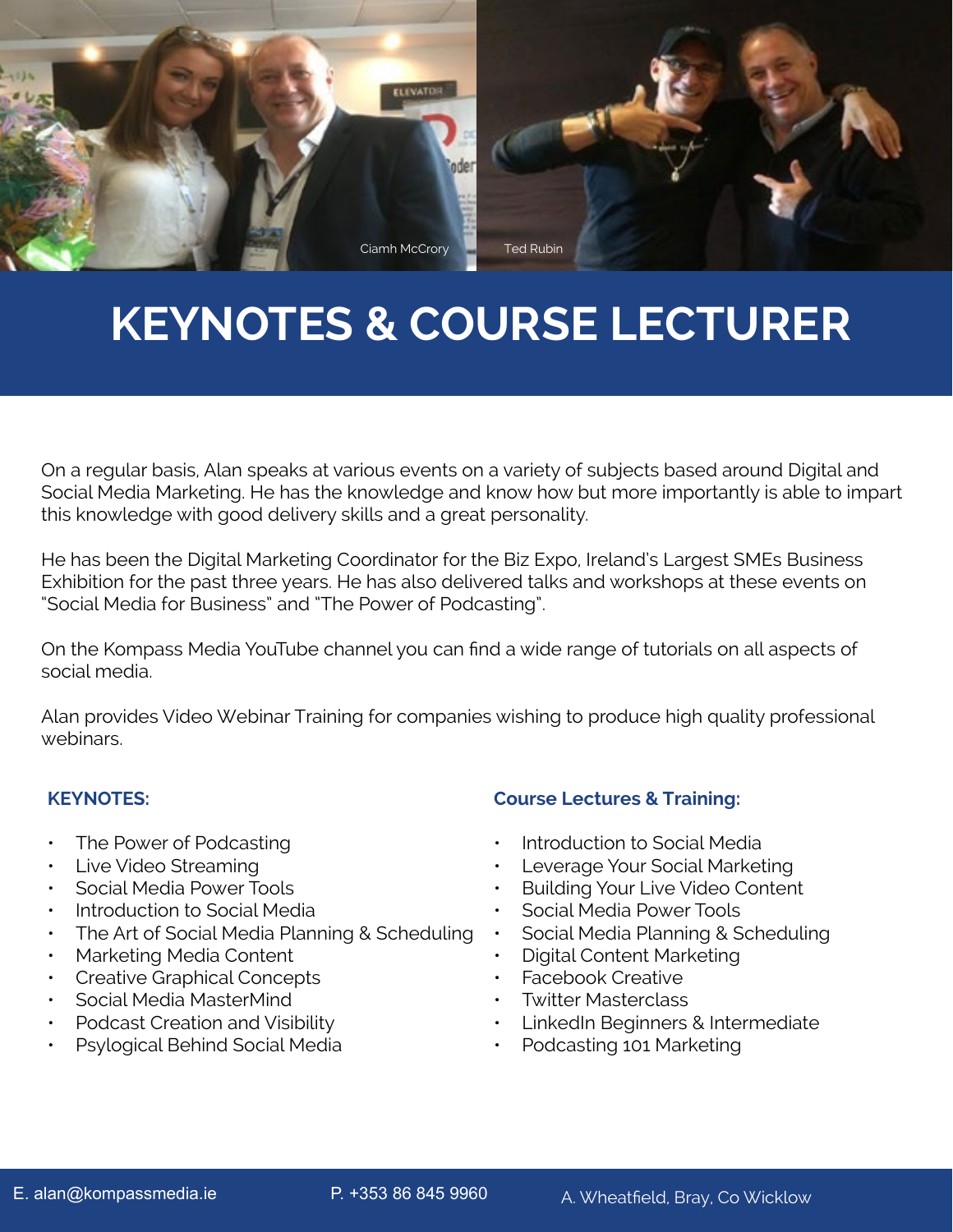Ciamh McCrory

Ted Rubin

# KEYNOTES & COURSE LECTURER

On a regular basis, Alan speaks at various events on a variety of subjects based around Digital and Social Media Marketing. He has the knowledge and know how but more importantly is able to impart this knowledge with good delivery skills and a great personality.

He has been the Digital Marketing Coordinator for the Biz Expo, Ireland's Largest SMEs Business Exhibition for the past three years. He has also delivered talks and workshops at these events on "Social Media for Business" and "The Power of Podcasting".

On the Kompass Media YouTube channel you can find a wide range of tutorials on all aspects of social media.

Alan provides Video Webinar Training for companies wishing to produce high quality professional webinars.

### KEYNOTES:

- The Power of Podcasting
- Live Video Streaming
- Social Media Power Tools
- Introduction to Social Media
- The Art of Social Media Planning & Scheduling
- Marketing Media Content
- Creative Graphical Concepts
- Social Media MasterMind
- Podcast Creation and Visibility
- Psylogical Behind Social Media

### Course Lectures & Training:

- Introduction to Social Media
- Leverage Your Social Marketing
- Building Your Live Video Content
- Social Media Power Tools
- Social Media Planning & Scheduling
- Digital Content Marketing
- Facebook Creative
- Twitter Masterclass
- LinkedIn Beginners & Intermediate
- Podcasting 101 Marketing

E. alan@kompassmedia.ie

P. +353 86 845 9960

A. Wheatfield, Bray, Co Wicklow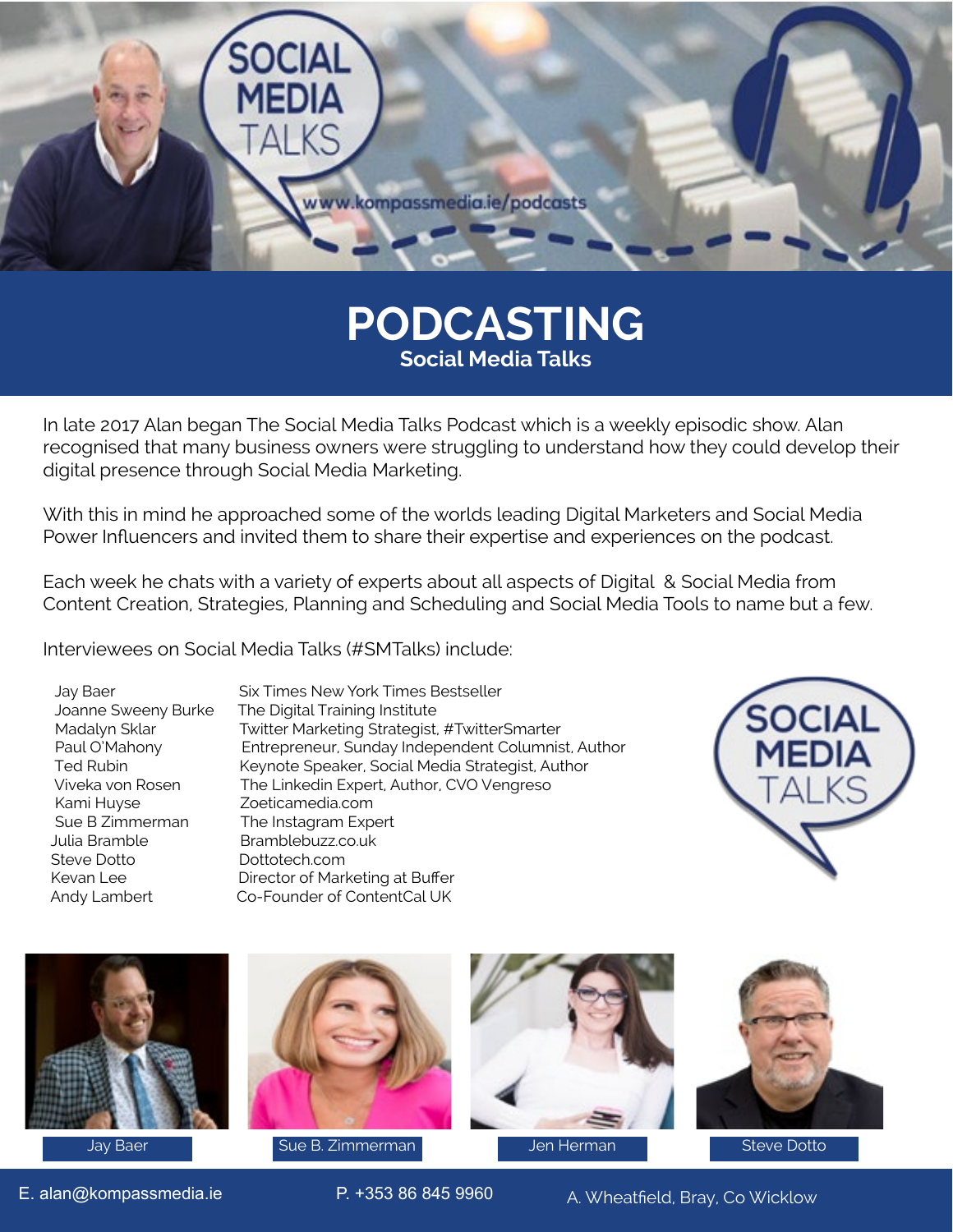# PODCASTING

## Social Media Talks

In late 2017 Alan began The Social Media Talks Podcast which is a weekly episodic show. Alan recognised that many business owners were struggling to understand how they could develop their digital presence through Social Media Marketing.

With this in mind he approached some of the worlds leading Digital Marketers and Social Media Power Influencers and invited them to share their expertise and experiences on the podcast.

Each week he chats with a variety of experts about all aspects of Digital & Social Media from Content Creation, Strategies, Planning and Scheduling and Social Media Tools to name but a few.

Interviewees on Social Media Talks (#SMTalks) include:

| | |
|---|---|
| Jay Baer | Six Times New York Times Bestseller |
| Joanne Sweeny Burke | The Digital Training Institute |
| Madalyn Sklar | Twitter Marketing Strategist, #TwitterSmarter |
| Paul O'Mahony | Entrepreneur, Sunday Independent Columnist, Author |
| Ted Rubin | Keynote Speaker, Social Media Strategist, Author |
| Viveka von Rosen | The Linkedin Expert, Author, CVO Vengreso |
| Kami Huyse | Zoeticamedia.com |
| Sue B Zimmerman | The Instagram Expert |
| Julia Bramble | Bramblebuzz.co.uk |
| Steve Dotto | Dottotech.com |
| Kevan Lee | Director of Marketing at Buffer |
| Andy Lambert | Co-Founder of ContentCal UK |

Jay Baer

Sue B. Zimmerman

Jen Herman

Steve Dotto

E. alan@kompassmedia.ie P. +353 86 845 9960 A. Wheatfield, Bray, Co Wicklow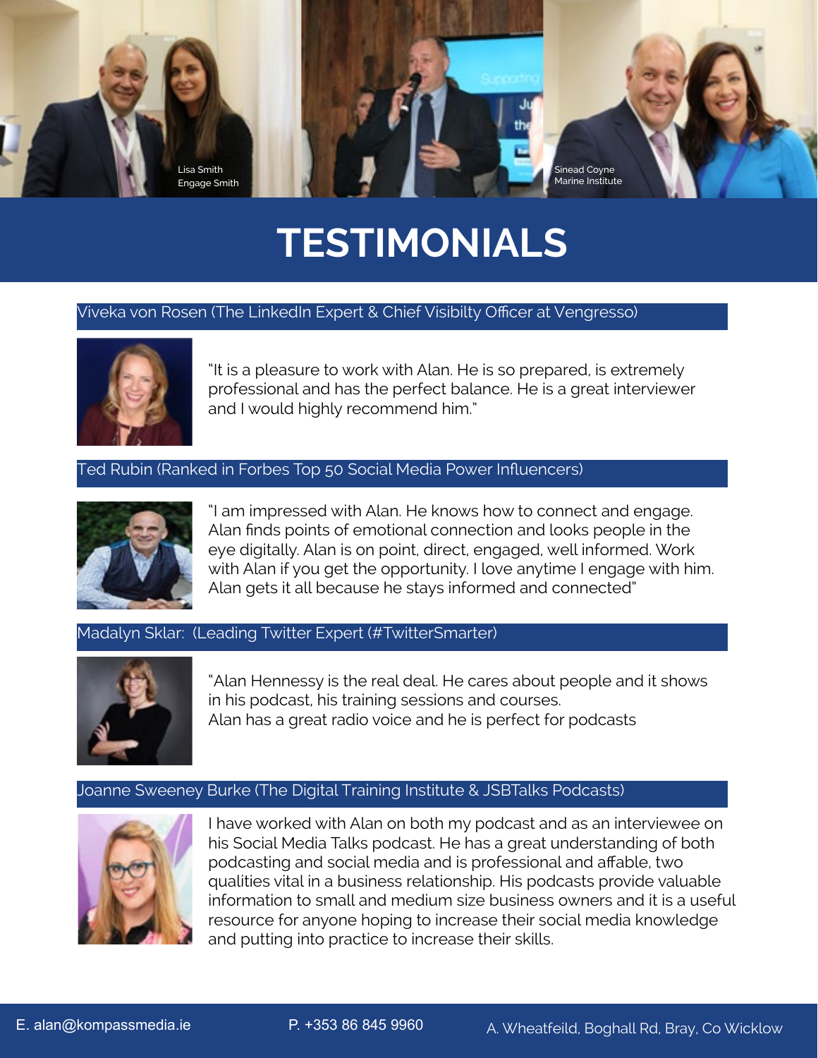Lisa Smith
Engage Smith

Sinead Coyne
Marine Institute

# TESTIMONIALS

### Viveka von Rosen (The LinkedIn Expert & Chief Visibilty Officer at Vengresso)

"It is a pleasure to work with Alan. He is so prepared, is extremely professional and has the perfect balance. He is a great interviewer and I would highly recommend him."

### Ted Rubin (Ranked in Forbes Top 50 Social Media Power Influencers)

"I am impressed with Alan. He knows how to connect and engage. Alan finds points of emotional connection and looks people in the eye digitally. Alan is on point, direct, engaged, well informed. Work with Alan if you get the opportunity. I love anytime I engage with him. Alan gets it all because he stays informed and connected"

### Madalyn Sklar: (Leading Twitter Expert (#TwitterSmarter)

"Alan Hennessy is the real deal. He cares about people and it shows in his podcast, his training sessions and courses.
Alan has a great radio voice and he is perfect for podcasts

### Joanne Sweeney Burke (The Digital Training Institute & JSBTalks Podcasts)

I have worked with Alan on both my podcast and as an interviewee on his Social Media Talks podcast. He has a great understanding of both podcasting and social media and is professional and affable, two qualities vital in a business relationship. His podcasts provide valuable information to small and medium size business owners and it is a useful resource for anyone hoping to increase their social media knowledge and putting into practice to increase their skills.

E. alan@kompassmedia.ie P. +353 86 845 9960 A. Wheatfeild, Boghall Rd, Bray, Co Wicklow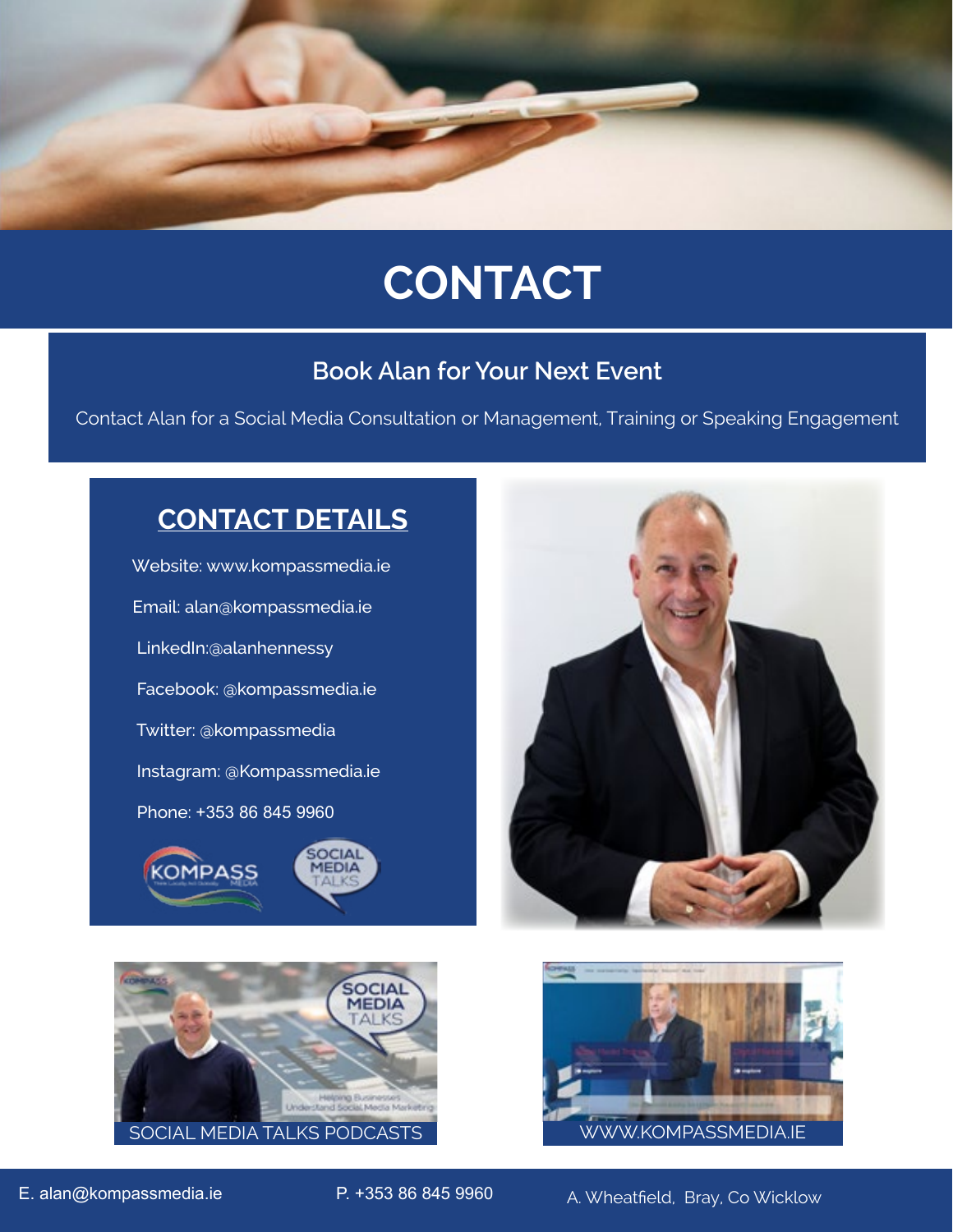# CONTACT

## Book Alan for Your Next Event

Contact Alan for a Social Media Consultation or Management, Training or Speaking Engagement

### CONTACT DETAILS

Website: www.kompassmedia.ie

Email: alan@kompassmedia.ie

LinkedIn:@alanhennessy

Facebook: @kompassmedia.ie

Twitter: @kompassmedia

Instagram: @Kompassmedia.ie

Phone: +353 86 845 9960

SOCIAL MEDIA TALKS PODCASTS

WWW.KOMPASSMEDIA.IE

E. alan@kompassmedia.ie

P. +353 86 845 9960

A. Wheatfield, Bray, Co Wicklow